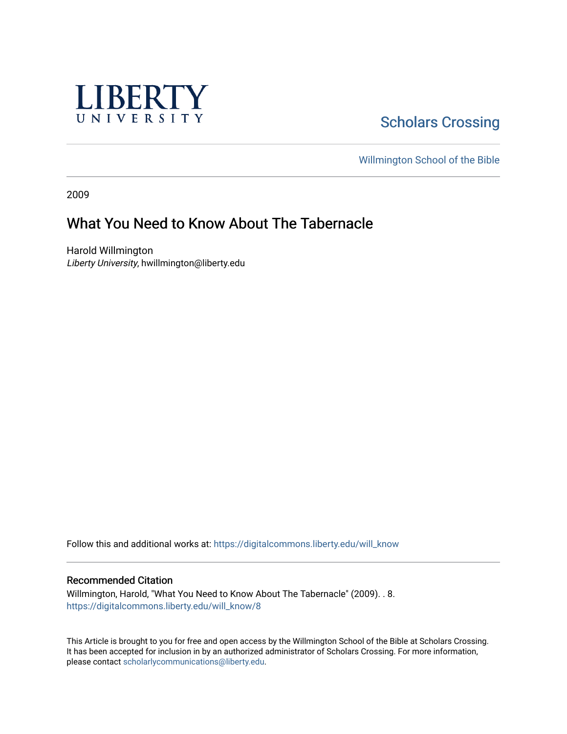LIBERTY UNIVERSITY

Scholars Crossing

Willmington School of the Bible

2009

# What You Need to Know About The Tabernacle

Harold Willmington
*Liberty University*, hwillmington@liberty.edu

Follow this and additional works at: https://digitalcommons.liberty.edu/will_know

## Recommended Citation

Willmington, Harold, "What You Need to Know About The Tabernacle" (2009). . 8.
https://digitalcommons.liberty.edu/will_know/8

This Article is brought to you for free and open access by the Willmington School of the Bible at Scholars Crossing. It has been accepted for inclusion in by an authorized administrator of Scholars Crossing. For more information, please contact scholarlycommunications@liberty.edu.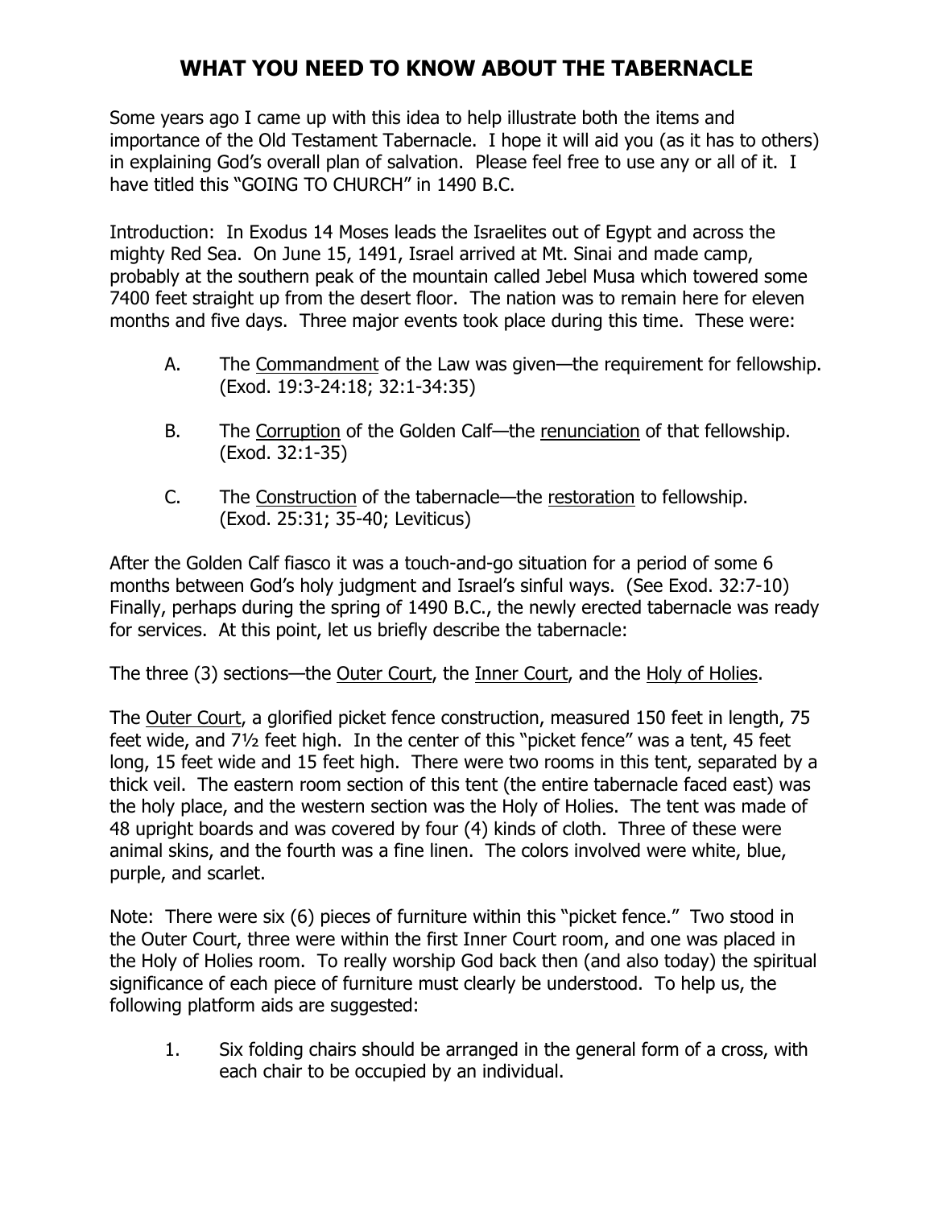# WHAT YOU NEED TO KNOW ABOUT THE TABERNACLE

Some years ago I came up with this idea to help illustrate both the items and importance of the Old Testament Tabernacle. I hope it will aid you (as it has to others) in explaining God's overall plan of salvation. Please feel free to use any or all of it. I have titled this "GOING TO CHURCH" in 1490 B.C.

Introduction: In Exodus 14 Moses leads the Israelites out of Egypt and across the mighty Red Sea. On June 15, 1491, Israel arrived at Mt. Sinai and made camp, probably at the southern peak of the mountain called Jebel Musa which towered some 7400 feet straight up from the desert floor. The nation was to remain here for eleven months and five days. Three major events took place during this time. These were:

A. The <u>Commandment</u> of the Law was given—the requirement for fellowship. (Exod. 19:3-24:18; 32:1-34:35)

B. The <u>Corruption</u> of the Golden Calf—the <u>renunciation</u> of that fellowship. (Exod. 32:1-35)

C. The <u>Construction</u> of the tabernacle—the <u>restoration</u> to fellowship. (Exod. 25:31; 35-40; Leviticus)

After the Golden Calf fiasco it was a touch-and-go situation for a period of some 6 months between God's holy judgment and Israel's sinful ways. (See Exod. 32:7-10) Finally, perhaps during the spring of 1490 B.C., the newly erected tabernacle was ready for services. At this point, let us briefly describe the tabernacle:

The three (3) sections—the <u>Outer Court</u>, the <u>Inner Court</u>, and the <u>Holy of Holies</u>.

The <u>Outer Court</u>, a glorified picket fence construction, measured 150 feet in length, 75 feet wide, and 7½ feet high. In the center of this "picket fence" was a tent, 45 feet long, 15 feet wide and 15 feet high. There were two rooms in this tent, separated by a thick veil. The eastern room section of this tent (the entire tabernacle faced east) was the holy place, and the western section was the Holy of Holies. The tent was made of 48 upright boards and was covered by four (4) kinds of cloth. Three of these were animal skins, and the fourth was a fine linen. The colors involved were white, blue, purple, and scarlet.

Note: There were six (6) pieces of furniture within this "picket fence." Two stood in the Outer Court, three were within the first Inner Court room, and one was placed in the Holy of Holies room. To really worship God back then (and also today) the spiritual significance of each piece of furniture must clearly be understood. To help us, the following platform aids are suggested:

1. Six folding chairs should be arranged in the general form of a cross, with each chair to be occupied by an individual.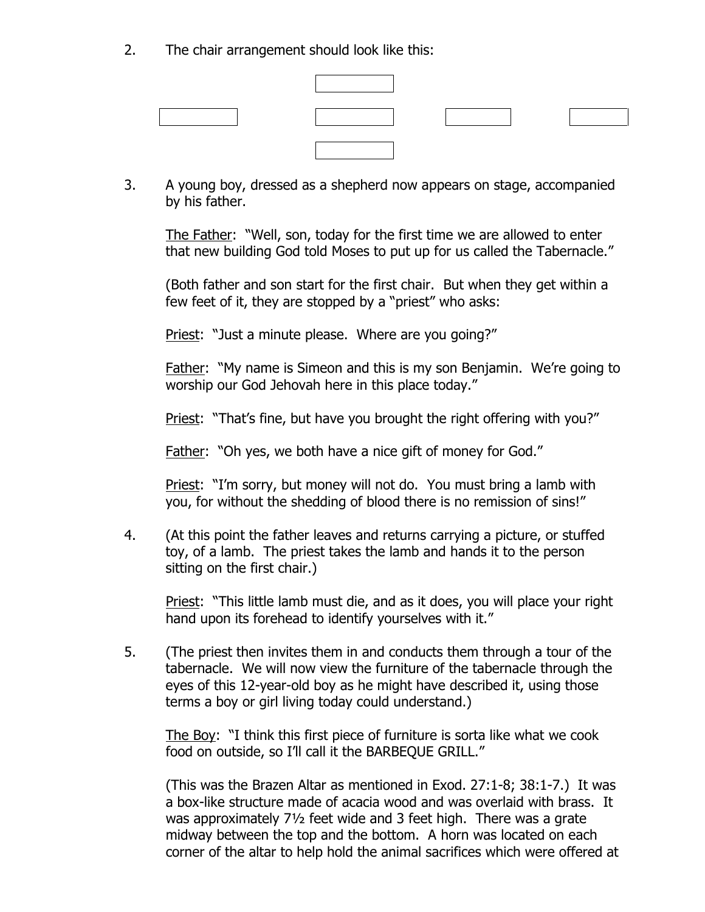2. The chair arrangement should look like this:

3. A young boy, dressed as a shepherd now appears on stage, accompanied by his father.

   The Father: "Well, son, today for the first time we are allowed to enter that new building God told Moses to put up for us called the Tabernacle."

   (Both father and son start for the first chair. But when they get within a few feet of it, they are stopped by a "priest" who asks:

   Priest: "Just a minute please. Where are you going?"

   Father: "My name is Simeon and this is my son Benjamin. We're going to worship our God Jehovah here in this place today."

   Priest: "That's fine, but have you brought the right offering with you?"

   Father: "Oh yes, we both have a nice gift of money for God."

   Priest: "I'm sorry, but money will not do. You must bring a lamb with you, for without the shedding of blood there is no remission of sins!"

4. (At this point the father leaves and returns carrying a picture, or stuffed toy, of a lamb. The priest takes the lamb and hands it to the person sitting on the first chair.)

   Priest: "This little lamb must die, and as it does, you will place your right hand upon its forehead to identify yourselves with it."

5. (The priest then invites them in and conducts them through a tour of the tabernacle. We will now view the furniture of the tabernacle through the eyes of this 12-year-old boy as he might have described it, using those terms a boy or girl living today could understand.)

   The Boy: "I think this first piece of furniture is sorta like what we cook food on outside, so I'll call it the BARBEQUE GRILL."

   (This was the Brazen Altar as mentioned in Exod. 27:1-8; 38:1-7.) It was a box-like structure made of acacia wood and was overlaid with brass. It was approximately 7½ feet wide and 3 feet high. There was a grate midway between the top and the bottom. A horn was located on each corner of the altar to help hold the animal sacrifices which were offered at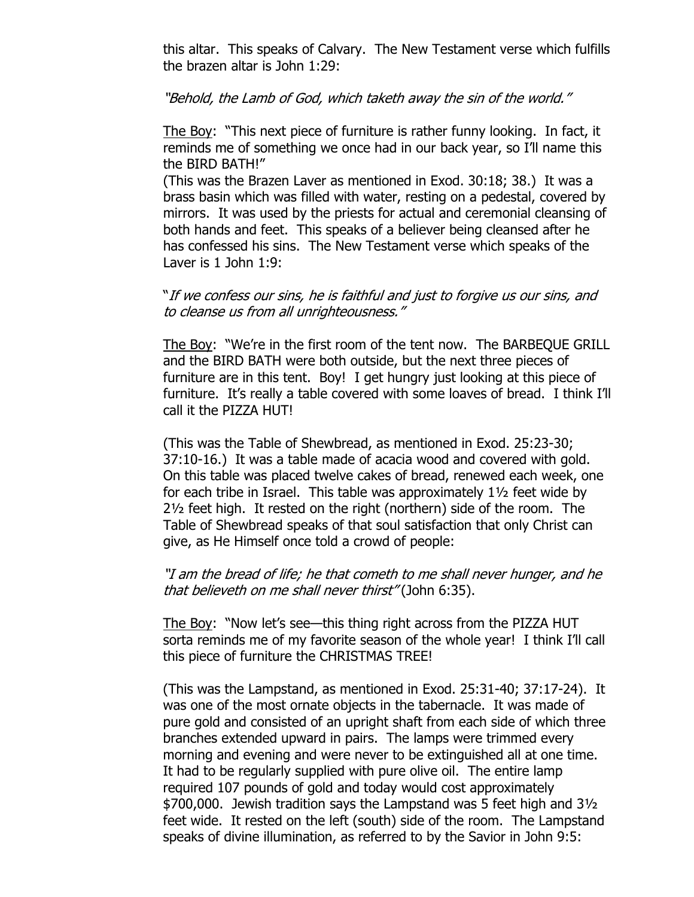this altar. This speaks of Calvary. The New Testament verse which fulfills the brazen altar is John 1:29:

*"Behold, the Lamb of God, which taketh away the sin of the world."*

<u>The Boy</u>: "This next piece of furniture is rather funny looking. In fact, it reminds me of something we once had in our back year, so I'll name this the BIRD BATH!"

(This was the Brazen Laver as mentioned in Exod. 30:18; 38.) It was a brass basin which was filled with water, resting on a pedestal, covered by mirrors. It was used by the priests for actual and ceremonial cleansing of both hands and feet. This speaks of a believer being cleansed after he has confessed his sins. The New Testament verse which speaks of the Laver is 1 John 1:9:

"*If we confess our sins, he is faithful and just to forgive us our sins, and to cleanse us from all unrighteousness."*

<u>The Boy</u>: "We're in the first room of the tent now. The BARBEQUE GRILL and the BIRD BATH were both outside, but the next three pieces of furniture are in this tent. Boy! I get hungry just looking at this piece of furniture. It's really a table covered with some loaves of bread. I think I'll call it the PIZZA HUT!

(This was the Table of Shewbread, as mentioned in Exod. 25:23-30; 37:10-16.) It was a table made of acacia wood and covered with gold. On this table was placed twelve cakes of bread, renewed each week, one for each tribe in Israel. This table was approximately 1½ feet wide by 2½ feet high. It rested on the right (northern) side of the room. The Table of Shewbread speaks of that soul satisfaction that only Christ can give, as He Himself once told a crowd of people:

*"I am the bread of life; he that cometh to me shall never hunger, and he that believeth on me shall never thirst"* (John 6:35).

<u>The Boy</u>: "Now let's see—this thing right across from the PIZZA HUT sorta reminds me of my favorite season of the whole year! I think I'll call this piece of furniture the CHRISTMAS TREE!

(This was the Lampstand, as mentioned in Exod. 25:31-40; 37:17-24). It was one of the most ornate objects in the tabernacle. It was made of pure gold and consisted of an upright shaft from each side of which three branches extended upward in pairs. The lamps were trimmed every morning and evening and were never to be extinguished all at one time. It had to be regularly supplied with pure olive oil. The entire lamp required 107 pounds of gold and today would cost approximately $700,000. Jewish tradition says the Lampstand was 5 feet high and 3½ feet wide. It rested on the left (south) side of the room. The Lampstand speaks of divine illumination, as referred to by the Savior in John 9:5: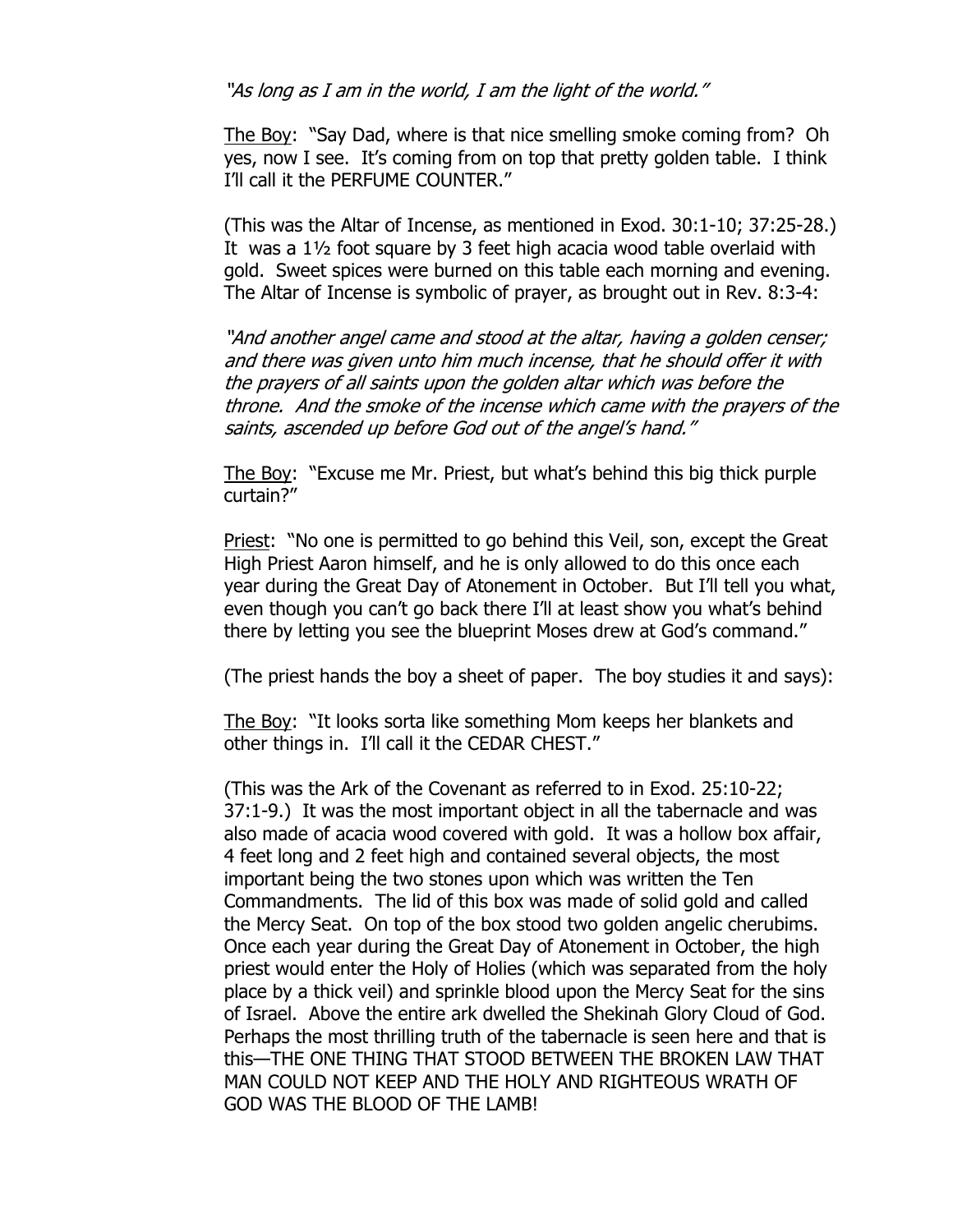*"As long as I am in the world, I am the light of the world."*

<u>The Boy</u>: "Say Dad, where is that nice smelling smoke coming from? Oh yes, now I see. It's coming from on top that pretty golden table. I think I'll call it the PERFUME COUNTER."

(This was the Altar of Incense, as mentioned in Exod. 30:1-10; 37:25-28.) It was a 1½ foot square by 3 feet high acacia wood table overlaid with gold. Sweet spices were burned on this table each morning and evening. The Altar of Incense is symbolic of prayer, as brought out in Rev. 8:3-4:

*"And another angel came and stood at the altar, having a golden censer; and there was given unto him much incense, that he should offer it with the prayers of all saints upon the golden altar which was before the throne. And the smoke of the incense which came with the prayers of the saints, ascended up before God out of the angel's hand."*

<u>The Boy</u>: "Excuse me Mr. Priest, but what's behind this big thick purple curtain?"

<u>Priest</u>: "No one is permitted to go behind this Veil, son, except the Great High Priest Aaron himself, and he is only allowed to do this once each year during the Great Day of Atonement in October. But I'll tell you what, even though you can't go back there I'll at least show you what's behind there by letting you see the blueprint Moses drew at God's command."

(The priest hands the boy a sheet of paper. The boy studies it and says):

<u>The Boy</u>: "It looks sorta like something Mom keeps her blankets and other things in. I'll call it the CEDAR CHEST."

(This was the Ark of the Covenant as referred to in Exod. 25:10-22; 37:1-9.) It was the most important object in all the tabernacle and was also made of acacia wood covered with gold. It was a hollow box affair, 4 feet long and 2 feet high and contained several objects, the most important being the two stones upon which was written the Ten Commandments. The lid of this box was made of solid gold and called the Mercy Seat. On top of the box stood two golden angelic cherubims. Once each year during the Great Day of Atonement in October, the high priest would enter the Holy of Holies (which was separated from the holy place by a thick veil) and sprinkle blood upon the Mercy Seat for the sins of Israel. Above the entire ark dwelled the Shekinah Glory Cloud of God. Perhaps the most thrilling truth of the tabernacle is seen here and that is this—THE ONE THING THAT STOOD BETWEEN THE BROKEN LAW THAT MAN COULD NOT KEEP AND THE HOLY AND RIGHTEOUS WRATH OF GOD WAS THE BLOOD OF THE LAMB!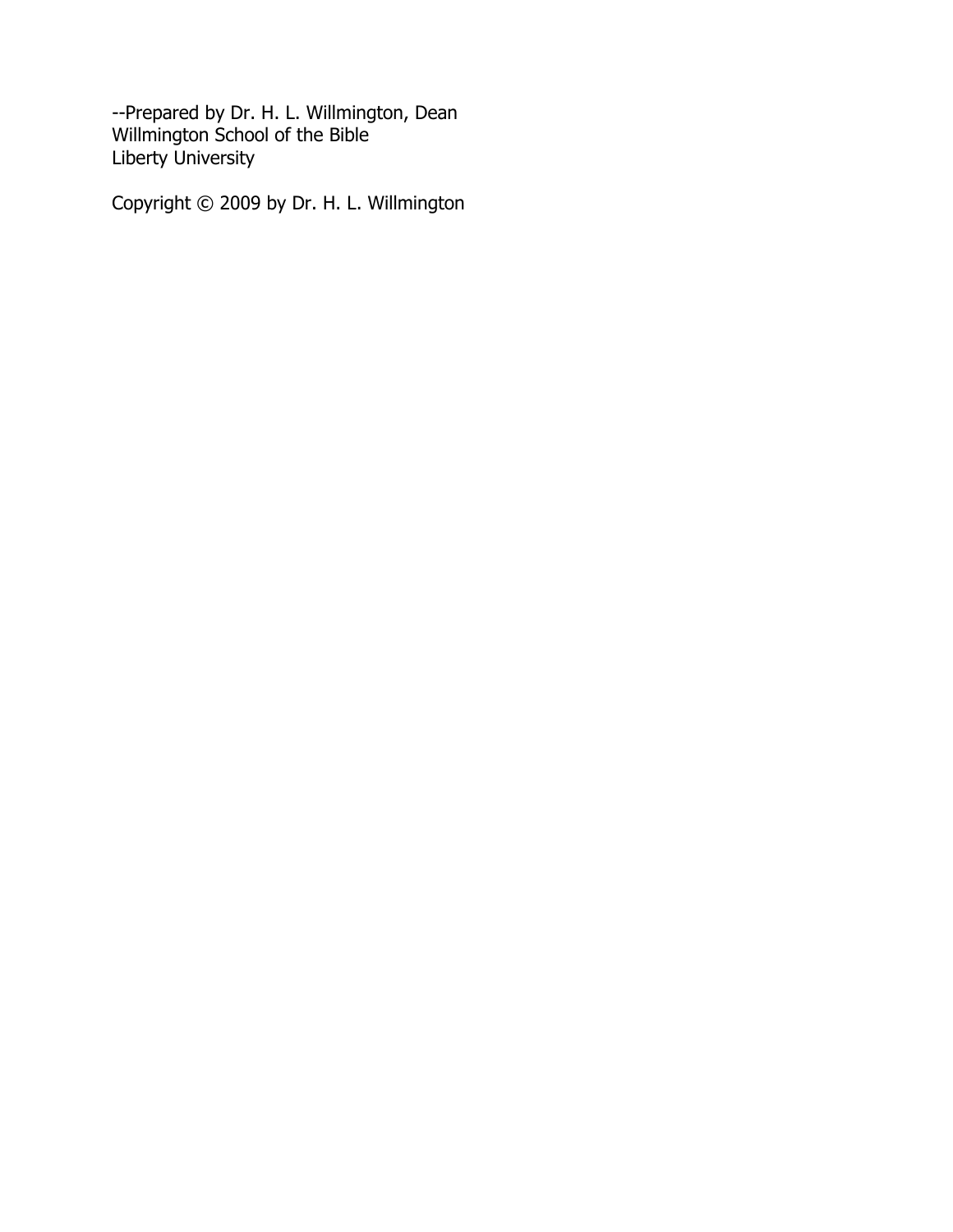--Prepared by Dr. H. L. Willmington, Dean
Willmington School of the Bible
Liberty University

Copyright © 2009 by Dr. H. L. Willmington